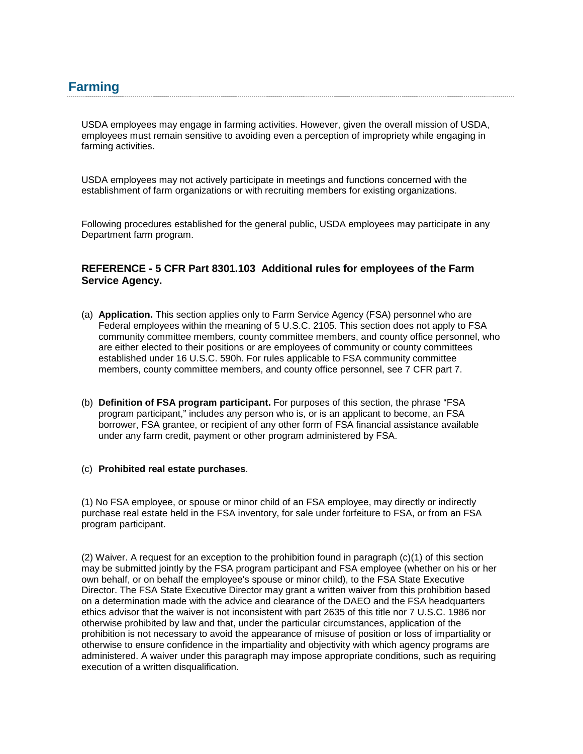## Farming

USDA employees may engage in farming activities. However, given the overall mission of USDA, employees must remain sensitive to avoiding even a perception of impropriety while engaging in farming activities.

USDA employees may not actively participate in meetings and functions concerned with the establishment of farm organizations or with recruiting members for existing organizations.

Following procedures established for the general public, USDA employees may participate in any Department farm program.

### REFERENCE - 5 CFR Part 8301.103 Additional rules for employees of the Farm Service Agency.

(a) **Application.** This section applies only to Farm Service Agency (FSA) personnel who are Federal employees within the meaning of 5 U.S.C. 2105. This section does not apply to FSA community committee members, county committee members, and county office personnel, who are either elected to their positions or are employees of community or county committees established under 16 U.S.C. 590h. For rules applicable to FSA community committee members, county committee members, and county office personnel, see 7 CFR part 7.

(b) **Definition of FSA program participant.** For purposes of this section, the phrase "FSA program participant," includes any person who is, or is an applicant to become, an FSA borrower, FSA grantee, or recipient of any other form of FSA financial assistance available under any farm credit, payment or other program administered by FSA.

(c) **Prohibited real estate purchases**.

(1) No FSA employee, or spouse or minor child of an FSA employee, may directly or indirectly purchase real estate held in the FSA inventory, for sale under forfeiture to FSA, or from an FSA program participant.

(2) Waiver. A request for an exception to the prohibition found in paragraph (c)(1) of this section may be submitted jointly by the FSA program participant and FSA employee (whether on his or her own behalf, or on behalf the employee's spouse or minor child), to the FSA State Executive Director. The FSA State Executive Director may grant a written waiver from this prohibition based on a determination made with the advice and clearance of the DAEO and the FSA headquarters ethics advisor that the waiver is not inconsistent with part 2635 of this title nor 7 U.S.C. 1986 nor otherwise prohibited by law and that, under the particular circumstances, application of the prohibition is not necessary to avoid the appearance of misuse of position or loss of impartiality or otherwise to ensure confidence in the impartiality and objectivity with which agency programs are administered. A waiver under this paragraph may impose appropriate conditions, such as requiring execution of a written disqualification.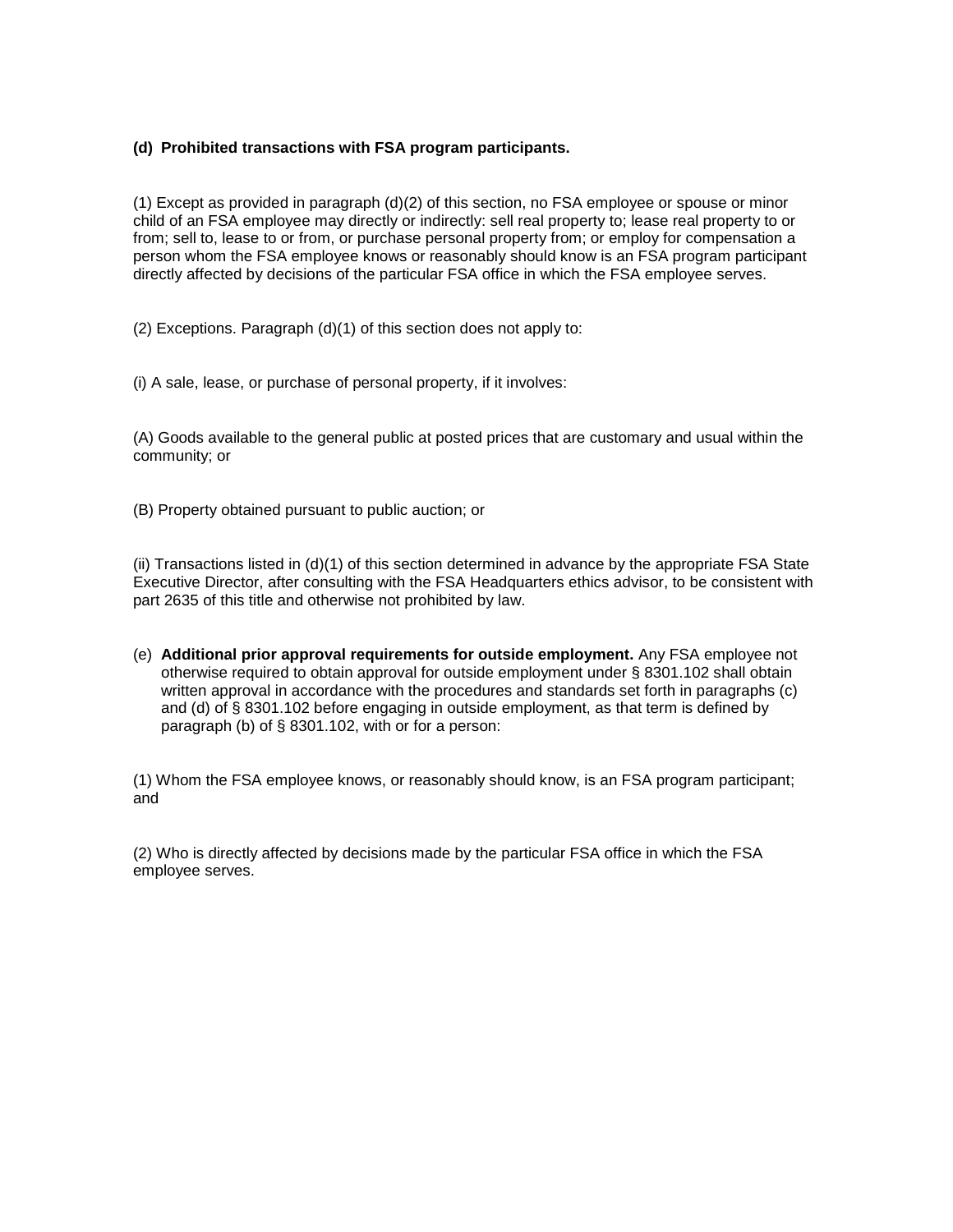**(d) Prohibited transactions with FSA program participants.**

(1) Except as provided in paragraph (d)(2) of this section, no FSA employee or spouse or minor child of an FSA employee may directly or indirectly: sell real property to; lease real property to or from; sell to, lease to or from, or purchase personal property from; or employ for compensation a person whom the FSA employee knows or reasonably should know is an FSA program participant directly affected by decisions of the particular FSA office in which the FSA employee serves.

(2) Exceptions. Paragraph (d)(1) of this section does not apply to:

(i) A sale, lease, or purchase of personal property, if it involves:

(A) Goods available to the general public at posted prices that are customary and usual within the community; or

(B) Property obtained pursuant to public auction; or

(ii) Transactions listed in (d)(1) of this section determined in advance by the appropriate FSA State Executive Director, after consulting with the FSA Headquarters ethics advisor, to be consistent with part 2635 of this title and otherwise not prohibited by law.

(e) **Additional prior approval requirements for outside employment.** Any FSA employee not otherwise required to obtain approval for outside employment under § 8301.102 shall obtain written approval in accordance with the procedures and standards set forth in paragraphs (c) and (d) of § 8301.102 before engaging in outside employment, as that term is defined by paragraph (b) of § 8301.102, with or for a person:

(1) Whom the FSA employee knows, or reasonably should know, is an FSA program participant; and

(2) Who is directly affected by decisions made by the particular FSA office in which the FSA employee serves.